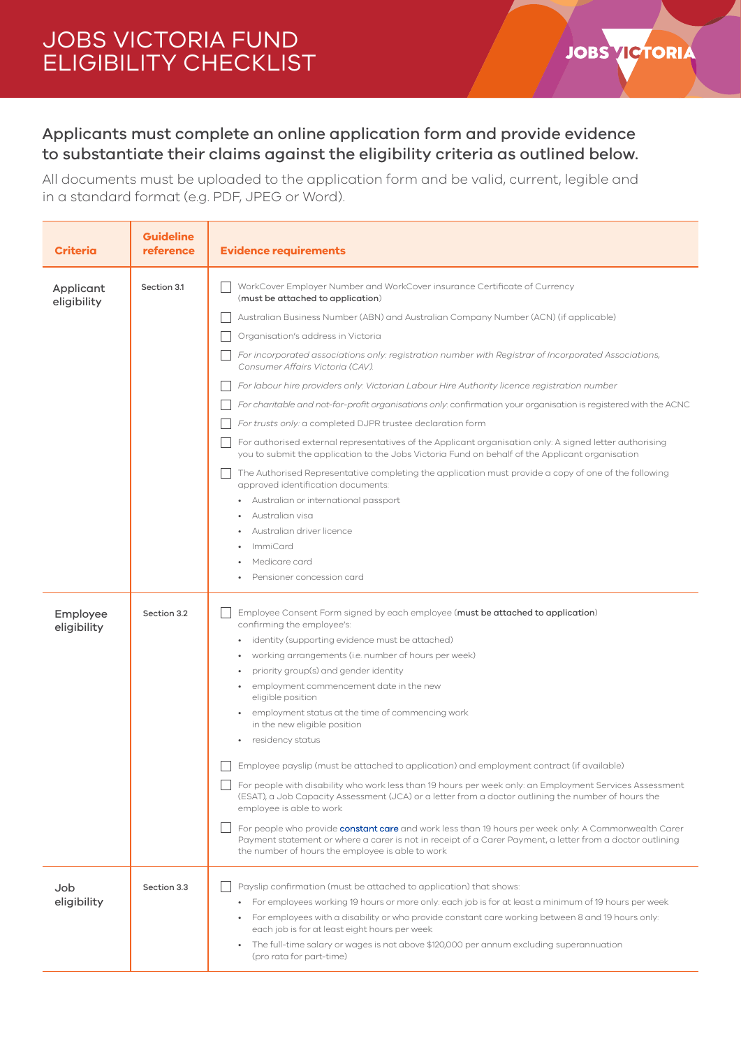# JOBS VICTORIA FUND ELIGIBILITY CHECKLIST

## Applicants must complete an online application form and provide evidence to substantiate their claims against the eligibility criteria as outlined below.

All documents must be uploaded to the application form and be valid, current, legible and in a standard format (e.g. PDF, JPEG or Word).

| Criteria | Guideline reference | Evidence requirements |
|---|---|---|
| Applicant eligibility | Section 3.1 | ☐ WorkCover Employer Number and WorkCover insurance Certificate of Currency (**must be attached to application**)<br>☐ Australian Business Number (ABN) and Australian Company Number (ACN) (if applicable)<br>☐ Organisation's address in Victoria<br>☐ *For incorporated associations only: registration number with Registrar of Incorporated Associations, Consumer Affairs Victoria (CAV).*<br>☐ *For labour hire providers only: Victorian Labour Hire Authority licence registration number*<br>☐ *For charitable and not-for-profit organisations only:* confirmation your organisation is registered with the ACNC<br>☐ *For trusts only:* a completed DJPR trustee declaration form<br>☐ For authorised external representatives of the Applicant organisation only: A signed letter authorising you to submit the application to the Jobs Victoria Fund on behalf of the Applicant organisation<br>☐ The Authorised Representative completing the application must provide a copy of one of the following approved identification documents:<br>• Australian or international passport<br>• Australian visa<br>• Australian driver licence<br>• ImmiCard<br>• Medicare card<br>• Pensioner concession card |
| Employee eligibility | Section 3.2 | ☐ Employee Consent Form signed by each employee (**must be attached to application**) confirming the employee's:<br>• identity (supporting evidence must be attached)<br>• working arrangements (i.e. number of hours per week)<br>• priority group(s) and gender identity<br>• employment commencement date in the new eligible position<br>• employment status at the time of commencing work in the new eligible position<br>• residency status<br>☐ Employee payslip (must be attached to application) and employment contract (if available)<br>☐ For people with disability who work less than 19 hours per week only: an Employment Services Assessment (ESAT), a Job Capacity Assessment (JCA) or a letter from a doctor outlining the number of hours the employee is able to work<br>☐ For people who provide constant care and work less than 19 hours per week only: A Commonwealth Carer Payment statement or where a carer is not in receipt of a Carer Payment, a letter from a doctor outlining the number of hours the employee is able to work |
| Job eligibility | Section 3.3 | ☐ Payslip confirmation (must be attached to application) that shows:<br>• For employees working 19 hours or more only: each job is for at least a minimum of 19 hours per week<br>• For employees with a disability or who provide constant care working between 8 and 19 hours only: each job is for at least eight hours per week<br>• The full-time salary or wages is not above $120,000 per annum excluding superannuation (pro rata for part-time) |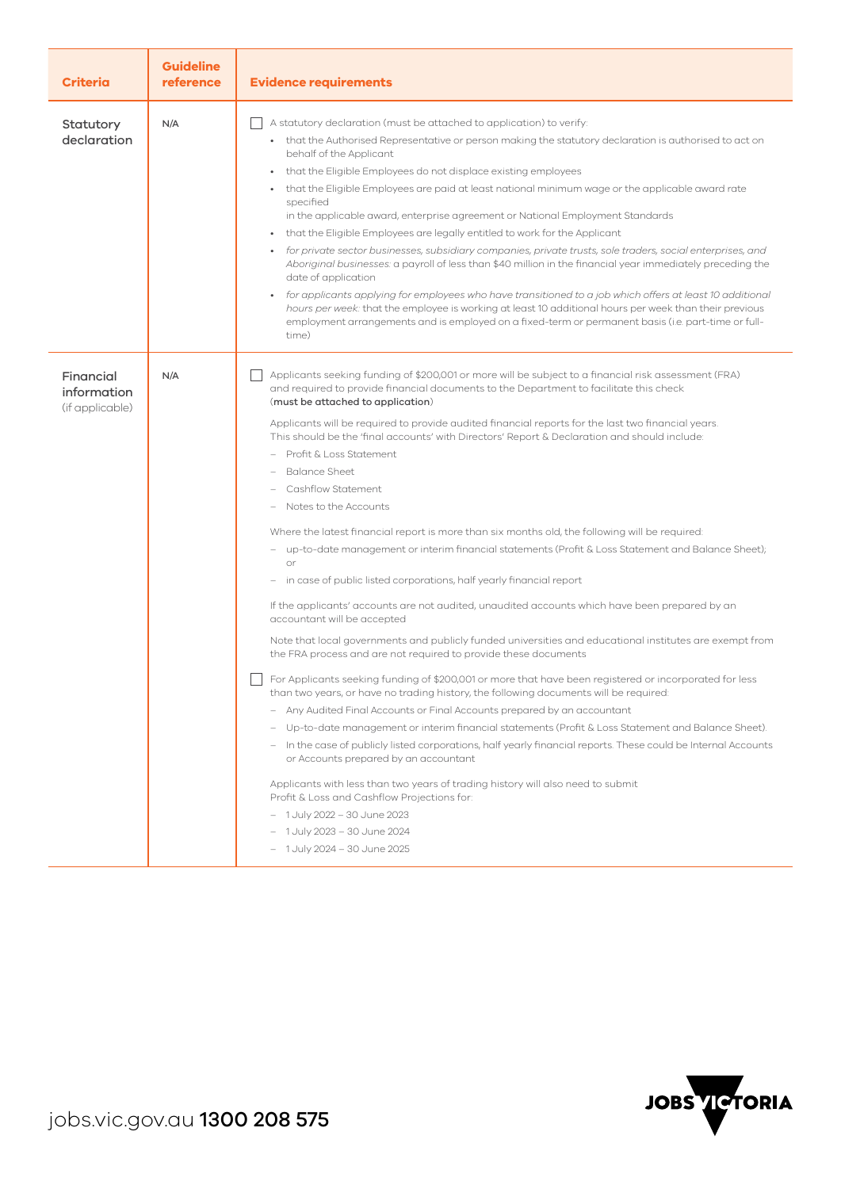| Criteria | Guideline reference | Evidence requirements |
| --- | --- | --- |
| Statutory declaration | N/A | ☐ A statutory declaration (must be attached to application) to verify:<br>• that the Authorised Representative or person making the statutory declaration is authorised to act on behalf of the Applicant<br>• that the Eligible Employees do not displace existing employees<br>• that the Eligible Employees are paid at least national minimum wage or the applicable award rate specified in the applicable award, enterprise agreement or National Employment Standards<br>• that the Eligible Employees are legally entitled to work for the Applicant<br>• *for private sector businesses, subsidiary companies, private trusts, sole traders, social enterprises, and Aboriginal businesses:* a payroll of less than $40 million in the financial year immediately preceding the date of application<br>• *for applicants applying for employees who have transitioned to a job which offers at least 10 additional hours per week:* that the employee is working at least 10 additional hours per week than their previous employment arrangements and is employed on a fixed-term or permanent basis (i.e. part-time or full-time) |
| Financial information (if applicable) | N/A | ☐ Applicants seeking funding of $200,001 or more will be subject to a financial risk assessment (FRA) and required to provide financial documents to the Department to facilitate this check (**must be attached to application**)<br><br>Applicants will be required to provide audited financial reports for the last two financial years. This should be the 'final accounts' with Directors' Report & Declaration and should include:<br>– Profit & Loss Statement<br>– Balance Sheet<br>– Cashflow Statement<br>– Notes to the Accounts<br><br>Where the latest financial report is more than six months old, the following will be required:<br>– up-to-date management or interim financial statements (Profit & Loss Statement and Balance Sheet); or<br>– in case of public listed corporations, half yearly financial report<br><br>If the applicants' accounts are not audited, unaudited accounts which have been prepared by an accountant will be accepted<br><br>Note that local governments and publicly funded universities and educational institutes are exempt from the FRA process and are not required to provide these documents<br><br>☐ For Applicants seeking funding of $200,001 or more that have been registered or incorporated for less than two years, or have no trading history, the following documents will be required:<br>– Any Audited Final Accounts or Final Accounts prepared by an accountant<br>– Up-to-date management or interim financial statements (Profit & Loss Statement and Balance Sheet).<br>– In the case of publicly listed corporations, half yearly financial reports. These could be Internal Accounts or Accounts prepared by an accountant<br><br>Applicants with less than two years of trading history will also need to submit Profit & Loss and Cashflow Projections for:<br>– 1 July 2022 – 30 June 2023<br>– 1 July 2023 – 30 June 2024<br>– 1 July 2024 – 30 June 2025 |

jobs.vic.gov.au **1300 208 575**

JOBS VICTORIA